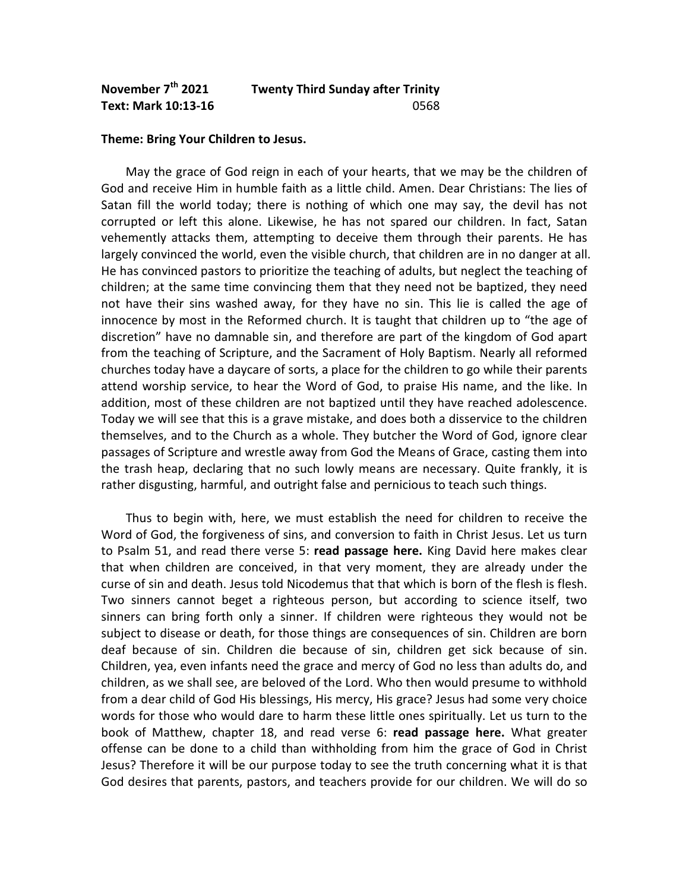**November 7th 2021** **Twenty Third Sunday after Trinity**
**Text: Mark 10:13-16** 0568

**Theme: Bring Your Children to Jesus.**

May the grace of God reign in each of your hearts, that we may be the children of God and receive Him in humble faith as a little child. Amen. Dear Christians: The lies of Satan fill the world today; there is nothing of which one may say, the devil has not corrupted or left this alone. Likewise, he has not spared our children. In fact, Satan vehemently attacks them, attempting to deceive them through their parents. He has largely convinced the world, even the visible church, that children are in no danger at all. He has convinced pastors to prioritize the teaching of adults, but neglect the teaching of children; at the same time convincing them that they need not be baptized, they need not have their sins washed away, for they have no sin. This lie is called the age of innocence by most in the Reformed church. It is taught that children up to "the age of discretion" have no damnable sin, and therefore are part of the kingdom of God apart from the teaching of Scripture, and the Sacrament of Holy Baptism. Nearly all reformed churches today have a daycare of sorts, a place for the children to go while their parents attend worship service, to hear the Word of God, to praise His name, and the like. In addition, most of these children are not baptized until they have reached adolescence. Today we will see that this is a grave mistake, and does both a disservice to the children themselves, and to the Church as a whole. They butcher the Word of God, ignore clear passages of Scripture and wrestle away from God the Means of Grace, casting them into the trash heap, declaring that no such lowly means are necessary. Quite frankly, it is rather disgusting, harmful, and outright false and pernicious to teach such things.

Thus to begin with, here, we must establish the need for children to receive the Word of God, the forgiveness of sins, and conversion to faith in Christ Jesus. Let us turn to Psalm 51, and read there verse 5: **read passage here.** King David here makes clear that when children are conceived, in that very moment, they are already under the curse of sin and death. Jesus told Nicodemus that that which is born of the flesh is flesh. Two sinners cannot beget a righteous person, but according to science itself, two sinners can bring forth only a sinner. If children were righteous they would not be subject to disease or death, for those things are consequences of sin. Children are born deaf because of sin. Children die because of sin, children get sick because of sin. Children, yea, even infants need the grace and mercy of God no less than adults do, and children, as we shall see, are beloved of the Lord. Who then would presume to withhold from a dear child of God His blessings, His mercy, His grace? Jesus had some very choice words for those who would dare to harm these little ones spiritually. Let us turn to the book of Matthew, chapter 18, and read verse 6: **read passage here.** What greater offense can be done to a child than withholding from him the grace of God in Christ Jesus? Therefore it will be our purpose today to see the truth concerning what it is that God desires that parents, pastors, and teachers provide for our children. We will do so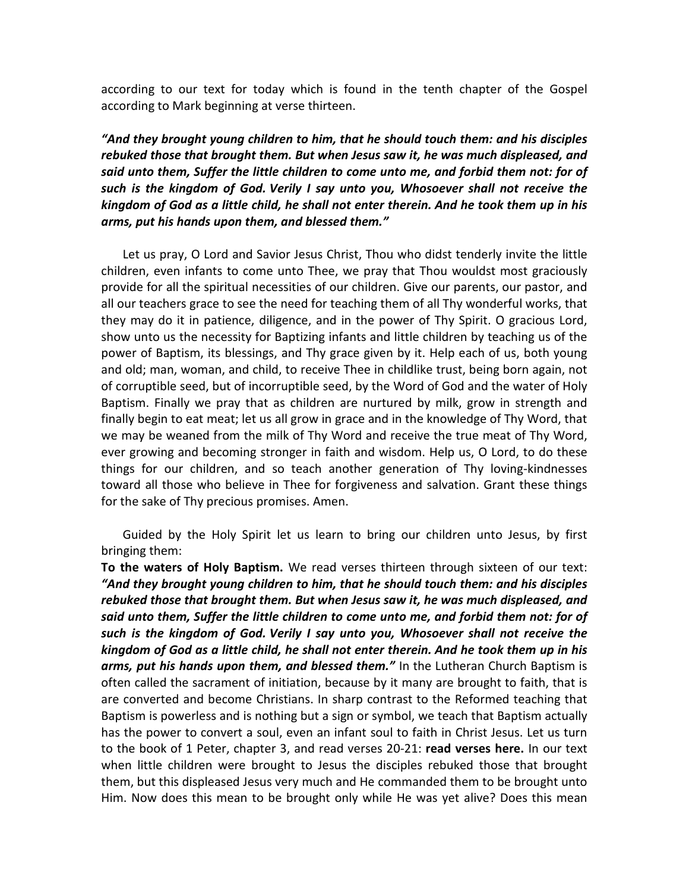according to our text for today which is found in the tenth chapter of the Gospel according to Mark beginning at verse thirteen.

***"And they brought young children to him, that he should touch them: and his disciples rebuked those that brought them. But when Jesus saw it, he was much displeased, and said unto them, Suffer the little children to come unto me, and forbid them not: for of such is the kingdom of God. Verily I say unto you, Whosoever shall not receive the kingdom of God as a little child, he shall not enter therein. And he took them up in his arms, put his hands upon them, and blessed them."***

Let us pray, O Lord and Savior Jesus Christ, Thou who didst tenderly invite the little children, even infants to come unto Thee, we pray that Thou wouldst most graciously provide for all the spiritual necessities of our children. Give our parents, our pastor, and all our teachers grace to see the need for teaching them of all Thy wonderful works, that they may do it in patience, diligence, and in the power of Thy Spirit. O gracious Lord, show unto us the necessity for Baptizing infants and little children by teaching us of the power of Baptism, its blessings, and Thy grace given by it. Help each of us, both young and old; man, woman, and child, to receive Thee in childlike trust, being born again, not of corruptible seed, but of incorruptible seed, by the Word of God and the water of Holy Baptism. Finally we pray that as children are nurtured by milk, grow in strength and finally begin to eat meat; let us all grow in grace and in the knowledge of Thy Word, that we may be weaned from the milk of Thy Word and receive the true meat of Thy Word, ever growing and becoming stronger in faith and wisdom. Help us, O Lord, to do these things for our children, and so teach another generation of Thy loving-kindnesses toward all those who believe in Thee for forgiveness and salvation. Grant these things for the sake of Thy precious promises. Amen.

Guided by the Holy Spirit let us learn to bring our children unto Jesus, by first bringing them:

**To the waters of Holy Baptism.** We read verses thirteen through sixteen of our text: ***"And they brought young children to him, that he should touch them: and his disciples rebuked those that brought them. But when Jesus saw it, he was much displeased, and said unto them, Suffer the little children to come unto me, and forbid them not: for of such is the kingdom of God. Verily I say unto you, Whosoever shall not receive the kingdom of God as a little child, he shall not enter therein. And he took them up in his arms, put his hands upon them, and blessed them."*** In the Lutheran Church Baptism is often called the sacrament of initiation, because by it many are brought to faith, that is are converted and become Christians. In sharp contrast to the Reformed teaching that Baptism is powerless and is nothing but a sign or symbol, we teach that Baptism actually has the power to convert a soul, even an infant soul to faith in Christ Jesus. Let us turn to the book of 1 Peter, chapter 3, and read verses 20-21: **read verses here.** In our text when little children were brought to Jesus the disciples rebuked those that brought them, but this displeased Jesus very much and He commanded them to be brought unto Him. Now does this mean to be brought only while He was yet alive? Does this mean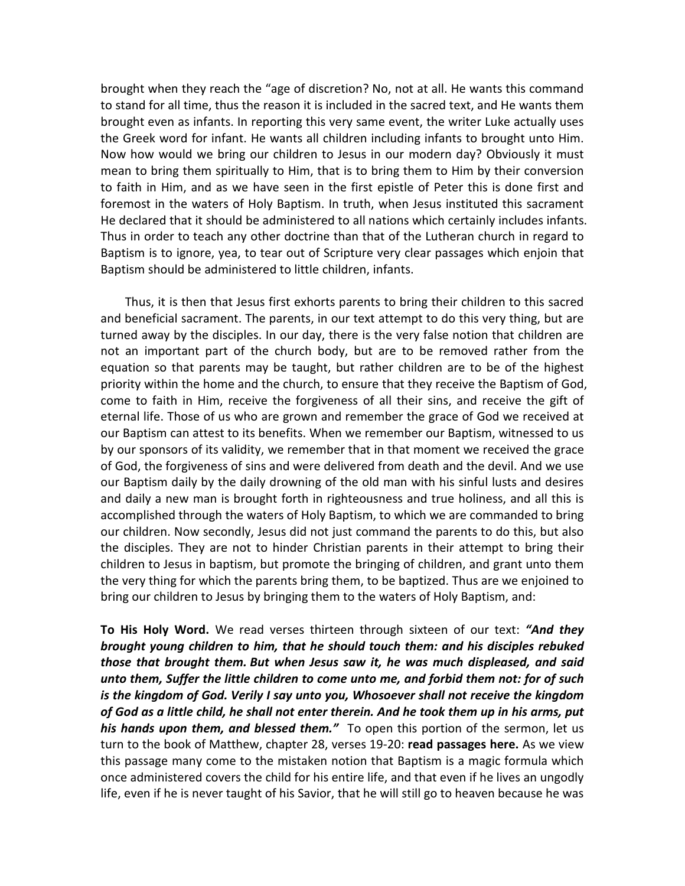brought when they reach the "age of discretion? No, not at all. He wants this command to stand for all time, thus the reason it is included in the sacred text, and He wants them brought even as infants. In reporting this very same event, the writer Luke actually uses the Greek word for infant. He wants all children including infants to brought unto Him. Now how would we bring our children to Jesus in our modern day? Obviously it must mean to bring them spiritually to Him, that is to bring them to Him by their conversion to faith in Him, and as we have seen in the first epistle of Peter this is done first and foremost in the waters of Holy Baptism. In truth, when Jesus instituted this sacrament He declared that it should be administered to all nations which certainly includes infants. Thus in order to teach any other doctrine than that of the Lutheran church in regard to Baptism is to ignore, yea, to tear out of Scripture very clear passages which enjoin that Baptism should be administered to little children, infants.

Thus, it is then that Jesus first exhorts parents to bring their children to this sacred and beneficial sacrament. The parents, in our text attempt to do this very thing, but are turned away by the disciples. In our day, there is the very false notion that children are not an important part of the church body, but are to be removed rather from the equation so that parents may be taught, but rather children are to be of the highest priority within the home and the church, to ensure that they receive the Baptism of God, come to faith in Him, receive the forgiveness of all their sins, and receive the gift of eternal life. Those of us who are grown and remember the grace of God we received at our Baptism can attest to its benefits. When we remember our Baptism, witnessed to us by our sponsors of its validity, we remember that in that moment we received the grace of God, the forgiveness of sins and were delivered from death and the devil. And we use our Baptism daily by the daily drowning of the old man with his sinful lusts and desires and daily a new man is brought forth in righteousness and true holiness, and all this is accomplished through the waters of Holy Baptism, to which we are commanded to bring our children. Now secondly, Jesus did not just command the parents to do this, but also the disciples. They are not to hinder Christian parents in their attempt to bring their children to Jesus in baptism, but promote the bringing of children, and grant unto them the very thing for which the parents bring them, to be baptized. Thus are we enjoined to bring our children to Jesus by bringing them to the waters of Holy Baptism, and:

**To His Holy Word.** We read verses thirteen through sixteen of our text: ***"And they brought young children to him, that he should touch them: and his disciples rebuked those that brought them. But when Jesus saw it, he was much displeased, and said unto them, Suffer the little children to come unto me, and forbid them not: for of such is the kingdom of God. Verily I say unto you, Whosoever shall not receive the kingdom of God as a little child, he shall not enter therein. And he took them up in his arms, put his hands upon them, and blessed them."*** To open this portion of the sermon, let us turn to the book of Matthew, chapter 28, verses 19-20: **read passages here.** As we view this passage many come to the mistaken notion that Baptism is a magic formula which once administered covers the child for his entire life, and that even if he lives an ungodly life, even if he is never taught of his Savior, that he will still go to heaven because he was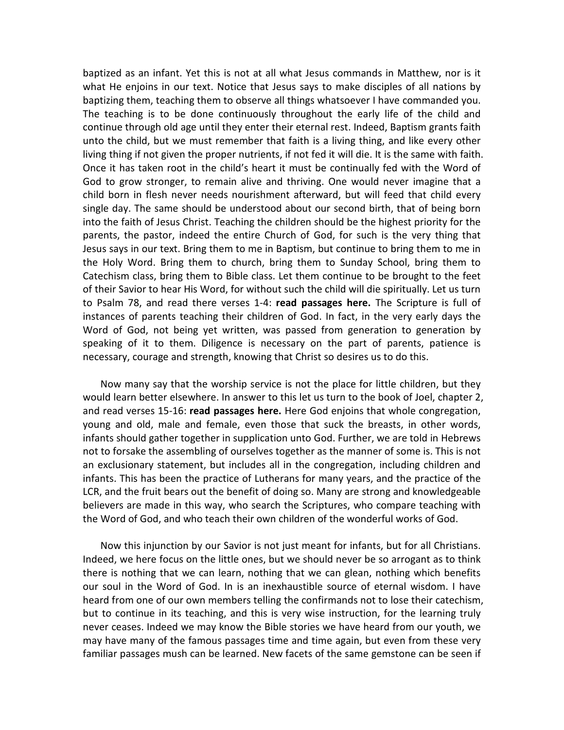baptized as an infant. Yet this is not at all what Jesus commands in Matthew, nor is it what He enjoins in our text. Notice that Jesus says to make disciples of all nations by baptizing them, teaching them to observe all things whatsoever I have commanded you. The teaching is to be done continuously throughout the early life of the child and continue through old age until they enter their eternal rest. Indeed, Baptism grants faith unto the child, but we must remember that faith is a living thing, and like every other living thing if not given the proper nutrients, if not fed it will die. It is the same with faith. Once it has taken root in the child's heart it must be continually fed with the Word of God to grow stronger, to remain alive and thriving. One would never imagine that a child born in flesh never needs nourishment afterward, but will feed that child every single day. The same should be understood about our second birth, that of being born into the faith of Jesus Christ. Teaching the children should be the highest priority for the parents, the pastor, indeed the entire Church of God, for such is the very thing that Jesus says in our text. Bring them to me in Baptism, but continue to bring them to me in the Holy Word. Bring them to church, bring them to Sunday School, bring them to Catechism class, bring them to Bible class. Let them continue to be brought to the feet of their Savior to hear His Word, for without such the child will die spiritually. Let us turn to Psalm 78, and read there verses 1-4: **read passages here.** The Scripture is full of instances of parents teaching their children of God. In fact, in the very early days the Word of God, not being yet written, was passed from generation to generation by speaking of it to them. Diligence is necessary on the part of parents, patience is necessary, courage and strength, knowing that Christ so desires us to do this.

Now many say that the worship service is not the place for little children, but they would learn better elsewhere. In answer to this let us turn to the book of Joel, chapter 2, and read verses 15-16: **read passages here.** Here God enjoins that whole congregation, young and old, male and female, even those that suck the breasts, in other words, infants should gather together in supplication unto God. Further, we are told in Hebrews not to forsake the assembling of ourselves together as the manner of some is. This is not an exclusionary statement, but includes all in the congregation, including children and infants. This has been the practice of Lutherans for many years, and the practice of the LCR, and the fruit bears out the benefit of doing so. Many are strong and knowledgeable believers are made in this way, who search the Scriptures, who compare teaching with the Word of God, and who teach their own children of the wonderful works of God.

Now this injunction by our Savior is not just meant for infants, but for all Christians. Indeed, we here focus on the little ones, but we should never be so arrogant as to think there is nothing that we can learn, nothing that we can glean, nothing which benefits our soul in the Word of God. In is an inexhaustible source of eternal wisdom. I have heard from one of our own members telling the confirmands not to lose their catechism, but to continue in its teaching, and this is very wise instruction, for the learning truly never ceases. Indeed we may know the Bible stories we have heard from our youth, we may have many of the famous passages time and time again, but even from these very familiar passages mush can be learned. New facets of the same gemstone can be seen if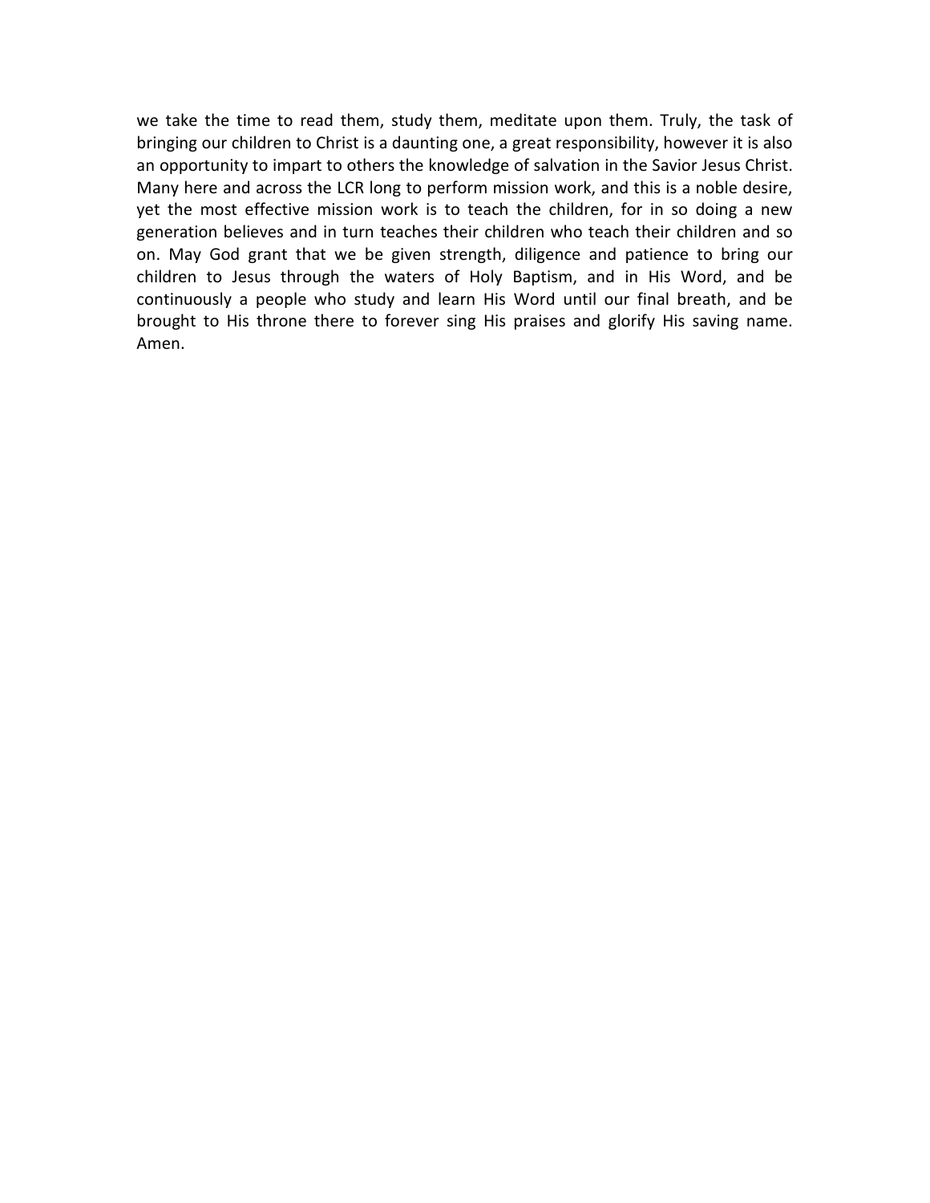we take the time to read them, study them, meditate upon them. Truly, the task of bringing our children to Christ is a daunting one, a great responsibility, however it is also an opportunity to impart to others the knowledge of salvation in the Savior Jesus Christ. Many here and across the LCR long to perform mission work, and this is a noble desire, yet the most effective mission work is to teach the children, for in so doing a new generation believes and in turn teaches their children who teach their children and so on. May God grant that we be given strength, diligence and patience to bring our children to Jesus through the waters of Holy Baptism, and in His Word, and be continuously a people who study and learn His Word until our final breath, and be brought to His throne there to forever sing His praises and glorify His saving name. Amen.